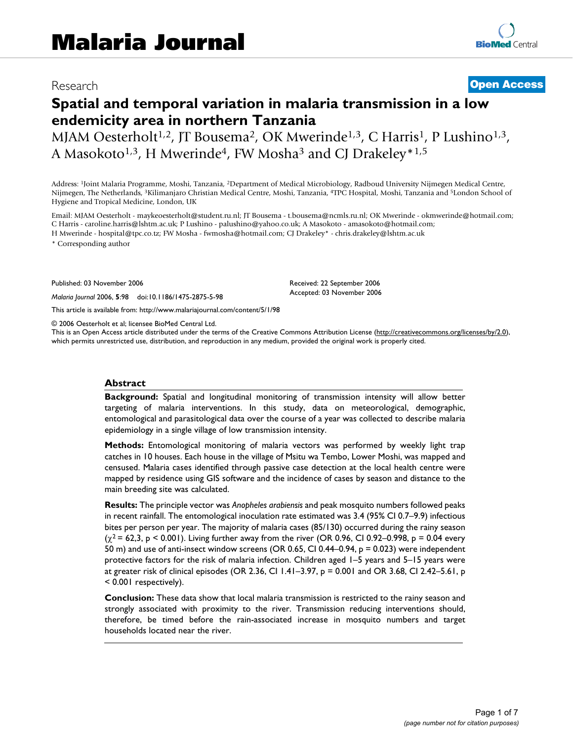# Malaria Journal

Research

**Open Access**

# Spatial and temporal variation in malaria transmission in a low endemicity area in northern Tanzania

MJAM Oesterholt[1,2], JT Bousema[2], OK Mwerinde[1,3], C Harris[1], P Lushino[1,3], A Masokoto[1,3], H Mwerinde[4], FW Mosha[3] and CJ Drakeley*[1,5]

Address: [1]Joint Malaria Programme, Moshi, Tanzania, [2]Department of Medical Microbiology, Radboud University Nijmegen Medical Centre, Nijmegen, The Netherlands, [3]Kilimanjaro Christian Medical Centre, Moshi, Tanzania, [4]TPC Hospital, Moshi, Tanzania and [5]London School of Hygiene and Tropical Medicine, London, UK

Email: MJAM Oesterholt - maykeoesterholt@student.ru.nl; JT Bousema - t.bousema@ncmls.ru.nl; OK Mwerinde - okmwerinde@hotmail.com; C Harris - caroline.harris@lshtm.ac.uk; P Lushino - palushino@yahoo.co.uk; A Masokoto - amasokoto@hotmail.com; H Mwerinde - hospital@tpc.co.tz; FW Mosha - fwmosha@hotmail.com; CJ Drakeley* - chris.drakeley@lshtm.ac.uk

\* Corresponding author

Published: 03 November 2006

*Malaria Journal* 2006, **5**:98 doi:10.1186/1475-2875-5-98

Received: 22 September 2006

Accepted: 03 November 2006

This article is available from: http://www.malariajournal.com/content/5/1/98

© 2006 Oesterholt et al; licensee BioMed Central Ltd.

This is an Open Access article distributed under the terms of the Creative Commons Attribution License (http://creativecommons.org/licenses/by/2.0), which permits unrestricted use, distribution, and reproduction in any medium, provided the original work is properly cited.

## Abstract

**Background:** Spatial and longitudinal monitoring of transmission intensity will allow better targeting of malaria interventions. In this study, data on meteorological, demographic, entomological and parasitological data over the course of a year was collected to describe malaria epidemiology in a single village of low transmission intensity.

**Methods:** Entomological monitoring of malaria vectors was performed by weekly light trap catches in 10 houses. Each house in the village of Msitu wa Tembo, Lower Moshi, was mapped and censused. Malaria cases identified through passive case detection at the local health centre were mapped by residence using GIS software and the incidence of cases by season and distance to the main breeding site was calculated.

**Results:** The principle vector was *Anopheles arabiensis* and peak mosquito numbers followed peaks in recent rainfall. The entomological inoculation rate estimated was 3.4 (95% CI 0.7–9.9) infectious bites per person per year. The majority of malaria cases (85/130) occurred during the rainy season ($\chi^2$ = 62,3, $p < 0.001$). Living further away from the river (OR 0.96, CI 0.92–0.998, p = 0.04 every 50 m) and use of anti-insect window screens (OR 0.65, CI 0.44–0.94, p = 0.023) were independent protective factors for the risk of malaria infection. Children aged 1–5 years and 5–15 years were at greater risk of clinical episodes (OR 2.36, CI 1.41–3.97, p = 0.001 and OR 3.68, CI 2.42–5.61, $p < 0.001$ respectively).

**Conclusion:** These data show that local malaria transmission is restricted to the rainy season and strongly associated with proximity to the river. Transmission reducing interventions should, therefore, be timed before the rain-associated increase in mosquito numbers and target households located near the river.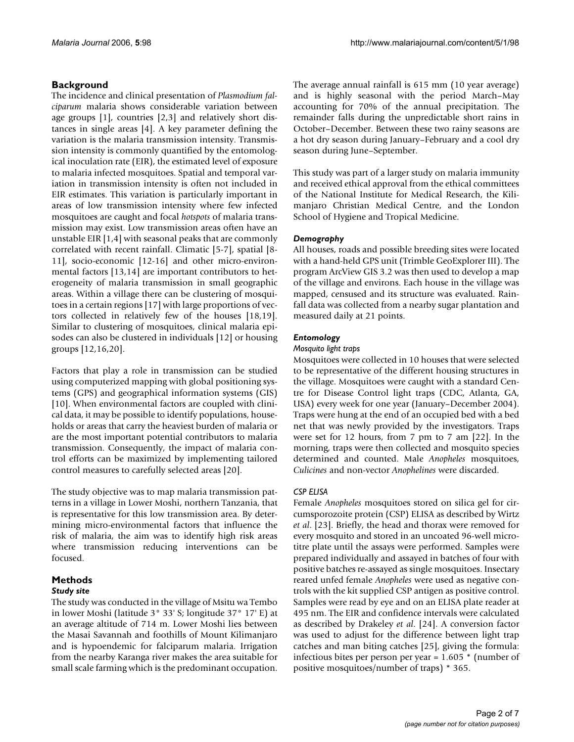## Background

The incidence and clinical presentation of *Plasmodium falciparum* malaria shows considerable variation between age groups [1], countries [2,3] and relatively short distances in single areas [4]. A key parameter defining the variation is the malaria transmission intensity. Transmission intensity is commonly quantified by the entomological inoculation rate (EIR), the estimated level of exposure to malaria infected mosquitoes. Spatial and temporal variation in transmission intensity is often not included in EIR estimates. This variation is particularly important in areas of low transmission intensity where few infected mosquitoes are caught and focal *hotspots* of malaria transmission may exist. Low transmission areas often have an unstable EIR [1,4] with seasonal peaks that are commonly correlated with recent rainfall. Climatic [5-7], spatial [8-11], socio-economic [12-16] and other micro-environmental factors [13,14] are important contributors to heterogeneity of malaria transmission in small geographic areas. Within a village there can be clustering of mosquitoes in a certain regions [17] with large proportions of vectors collected in relatively few of the houses [18,19]. Similar to clustering of mosquitoes, clinical malaria episodes can also be clustered in individuals [12] or housing groups [12,16,20].

Factors that play a role in transmission can be studied using computerized mapping with global positioning systems (GPS) and geographical information systems (GIS) [10]. When environmental factors are coupled with clinical data, it may be possible to identify populations, households or areas that carry the heaviest burden of malaria or are the most important potential contributors to malaria transmission. Consequently, the impact of malaria control efforts can be maximized by implementing tailored control measures to carefully selected areas [20].

The study objective was to map malaria transmission patterns in a village in Lower Moshi, northern Tanzania, that is representative for this low transmission area. By determining micro-environmental factors that influence the risk of malaria, the aim was to identify high risk areas where transmission reducing interventions can be focused.

## Methods

### Study site

The study was conducted in the village of Msitu wa Tembo in lower Moshi (latitude 3° 33' S; longitude 37° 17' E) at an average altitude of 714 m. Lower Moshi lies between the Masai Savannah and foothills of Mount Kilimanjaro and is hypoendemic for falciparum malaria. Irrigation from the nearby Karanga river makes the area suitable for small scale farming which is the predominant occupation. The average annual rainfall is 615 mm (10 year average) and is highly seasonal with the period March–May accounting for 70% of the annual precipitation. The remainder falls during the unpredictable short rains in October–December. Between these two rainy seasons are a hot dry season during January–February and a cool dry season during June–September.

This study was part of a larger study on malaria immunity and received ethical approval from the ethical committees of the National Institute for Medical Research, the Kilimanjaro Christian Medical Centre, and the London School of Hygiene and Tropical Medicine.

### *Demography*

All houses, roads and possible breeding sites were located with a hand-held GPS unit (Trimble GeoExplorer III). The program ArcView GIS 3.2 was then used to develop a map of the village and environs. Each house in the village was mapped, censused and its structure was evaluated. Rainfall data was collected from a nearby sugar plantation and measured daily at 21 points.

### *Entomology*

#### *Mosquito light traps*

Mosquitoes were collected in 10 houses that were selected to be representative of the different housing structures in the village. Mosquitoes were caught with a standard Centre for Disease Control light traps (CDC, Atlanta, GA, USA) every week for one year (January–December 2004). Traps were hung at the end of an occupied bed with a bed net that was newly provided by the investigators. Traps were set for 12 hours, from 7 pm to 7 am [22]. In the morning, traps were then collected and mosquito species determined and counted. Male *Anopheles* mosquitoes, *Culicines* and non-vector *Anophelines* were discarded.

#### *CSP ELISA*

Female *Anopheles* mosquitoes stored on silica gel for circumsporozoite protein (CSP) ELISA as described by Wirtz *et al*. [23]. Briefly, the head and thorax were removed for every mosquito and stored in an uncoated 96-well microtitre plate until the assays were performed. Samples were prepared individually and assayed in batches of four with positive batches re-assayed as single mosquitoes. Insectary reared unfed female *Anopheles* were used as negative controls with the kit supplied CSP antigen as positive control. Samples were read by eye and on an ELISA plate reader at 495 nm. The EIR and confidence intervals were calculated as described by Drakeley *et al*. [24]. A conversion factor was used to adjust for the difference between light trap catches and man biting catches [25], giving the formula: infectious bites per person per year = 1.605 * (number of positive mosquitoes/number of traps) * 365.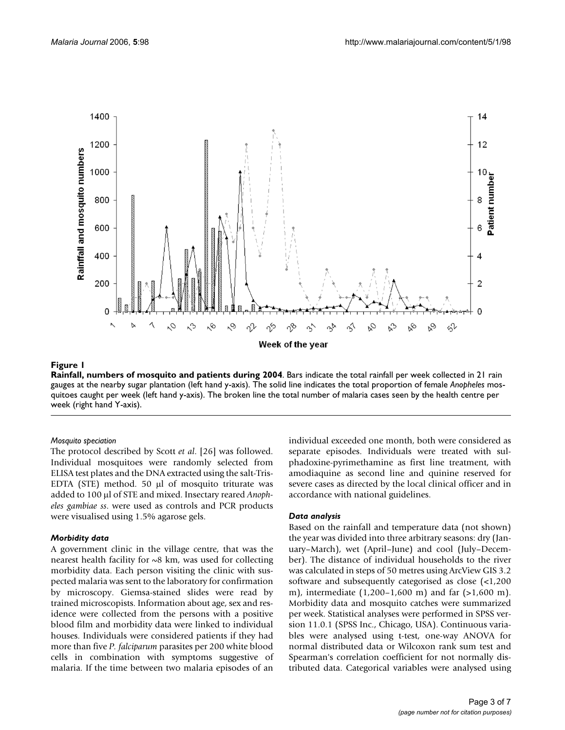**Figure 1**

**Rainfall, numbers of mosquito and patients during 2004**. Bars indicate the total rainfall per week collected in 21 rain gauges at the nearby sugar plantation (left hand y-axis). The solid line indicates the total proportion of female *Anopheles* mosquitoes caught per week (left hand y-axis). The broken line the total number of malaria cases seen by the health centre per week (right hand Y-axis).

### *Mosquito speciation*

The protocol described by Scott *et al*. [26] was followed. Individual mosquitoes were randomly selected from ELISA test plates and the DNA extracted using the salt-Tris-EDTA (STE) method. 50 μl of mosquito triturate was added to 100 μl of STE and mixed. Insectary reared *Anopheles gambiae ss*. were used as controls and PCR products were visualised using 1.5% agarose gels.

### *Morbidity data*

A government clinic in the village centre, that was the nearest health facility for ~8 km, was used for collecting morbidity data. Each person visiting the clinic with suspected malaria was sent to the laboratory for confirmation by microscopy. Giemsa-stained slides were read by trained microscopists. Information about age, sex and residence were collected from the persons with a positive blood film and morbidity data were linked to individual houses. Individuals were considered patients if they had more than five *P. falciparum* parasites per 200 white blood cells in combination with symptoms suggestive of malaria. If the time between two malaria episodes of an individual exceeded one month, both were considered as separate episodes. Individuals were treated with sulphadoxine-pyrimethamine as first line treatment, with amodiaquine as second line and quinine reserved for severe cases as directed by the local clinical officer and in accordance with national guidelines.

### *Data analysis*

Based on the rainfall and temperature data (not shown) the year was divided into three arbitrary seasons: dry (January–March), wet (April–June) and cool (July–December). The distance of individual households to the river was calculated in steps of 50 metres using ArcView GIS 3.2 software and subsequently categorised as close (<1,200 m), intermediate (1,200–1,600 m) and far (>1,600 m). Morbidity data and mosquito catches were summarized per week. Statistical analyses were performed in SPSS version 11.0.1 (SPSS Inc., Chicago, USA). Continuous variables were analysed using t-test, one-way ANOVA for normal distributed data or Wilcoxon rank sum test and Spearman's correlation coefficient for not normally distributed data. Categorical variables were analysed using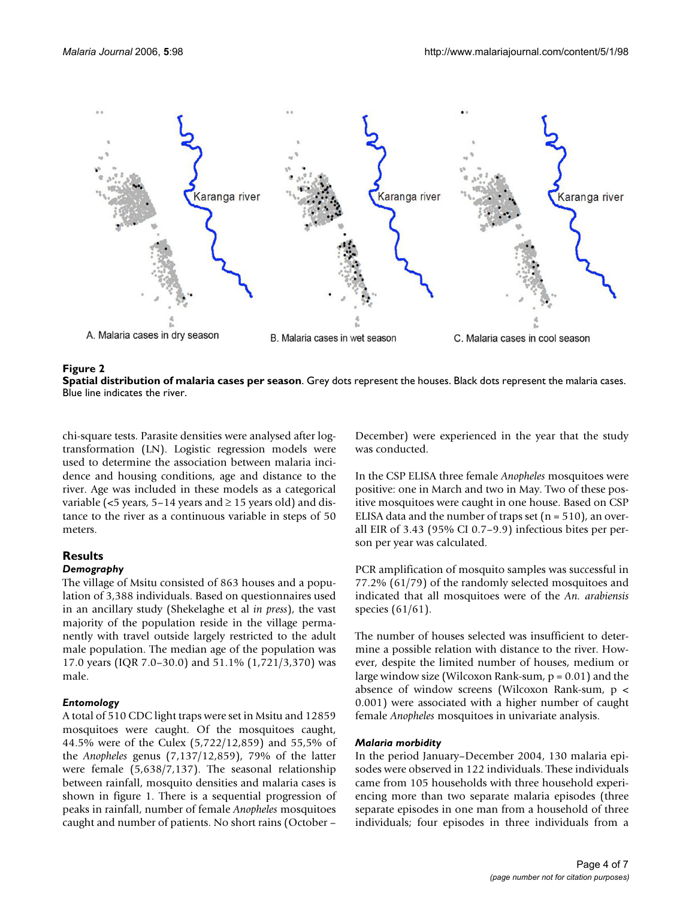**Figure 2**
**Spatial distribution of malaria cases per season**. Grey dots represent the houses. Black dots represent the malaria cases. Blue line indicates the river.

chi-square tests. Parasite densities were analysed after log-transformation (LN). Logistic regression models were used to determine the association between malaria incidence and housing conditions, age and distance to the river. Age was included in these models as a categorical variable (<5 years, 5–14 years and ≥ 15 years old) and distance to the river as a continuous variable in steps of 50 meters.

## Results

### *Demography*

The village of Msitu consisted of 863 houses and a population of 3,388 individuals. Based on questionnaires used in an ancillary study (Shekelaghe et al *in press*), the vast majority of the population reside in the village permanently with travel outside largely restricted to the adult male population. The median age of the population was 17.0 years (IQR 7.0–30.0) and 51.1% (1,721/3,370) was male.

### *Entomology*

A total of 510 CDC light traps were set in Msitu and 12859 mosquitoes were caught. Of the mosquitoes caught, 44.5% were of the Culex (5,722/12,859) and 55,5% of the *Anopheles* genus (7,137/12,859), 79% of the latter were female (5,638/7,137). The seasonal relationship between rainfall, mosquito densities and malaria cases is shown in figure 1. There is a sequential progression of peaks in rainfall, number of female *Anopheles* mosquitoes caught and number of patients. No short rains (October – December) were experienced in the year that the study was conducted.

In the CSP ELISA three female *Anopheles* mosquitoes were positive: one in March and two in May. Two of these positive mosquitoes were caught in one house. Based on CSP ELISA data and the number of traps set (n = 510), an overall EIR of 3.43 (95% CI 0.7–9.9) infectious bites per person per year was calculated.

PCR amplification of mosquito samples was successful in 77.2% (61/79) of the randomly selected mosquitoes and indicated that all mosquitoes were of the *An. arabiensis* species (61/61).

The number of houses selected was insufficient to determine a possible relation with distance to the river. However, despite the limited number of houses, medium or large window size (Wilcoxon Rank-sum, $p = 0.01$) and the absence of window screens (Wilcoxon Rank-sum, $p < 0.001$) were associated with a higher number of caught female *Anopheles* mosquitoes in univariate analysis.

### *Malaria morbidity*

In the period January–December 2004, 130 malaria episodes were observed in 122 individuals. These individuals came from 105 households with three household experiencing more than two separate malaria episodes (three separate episodes in one man from a household of three individuals; four episodes in three individuals from a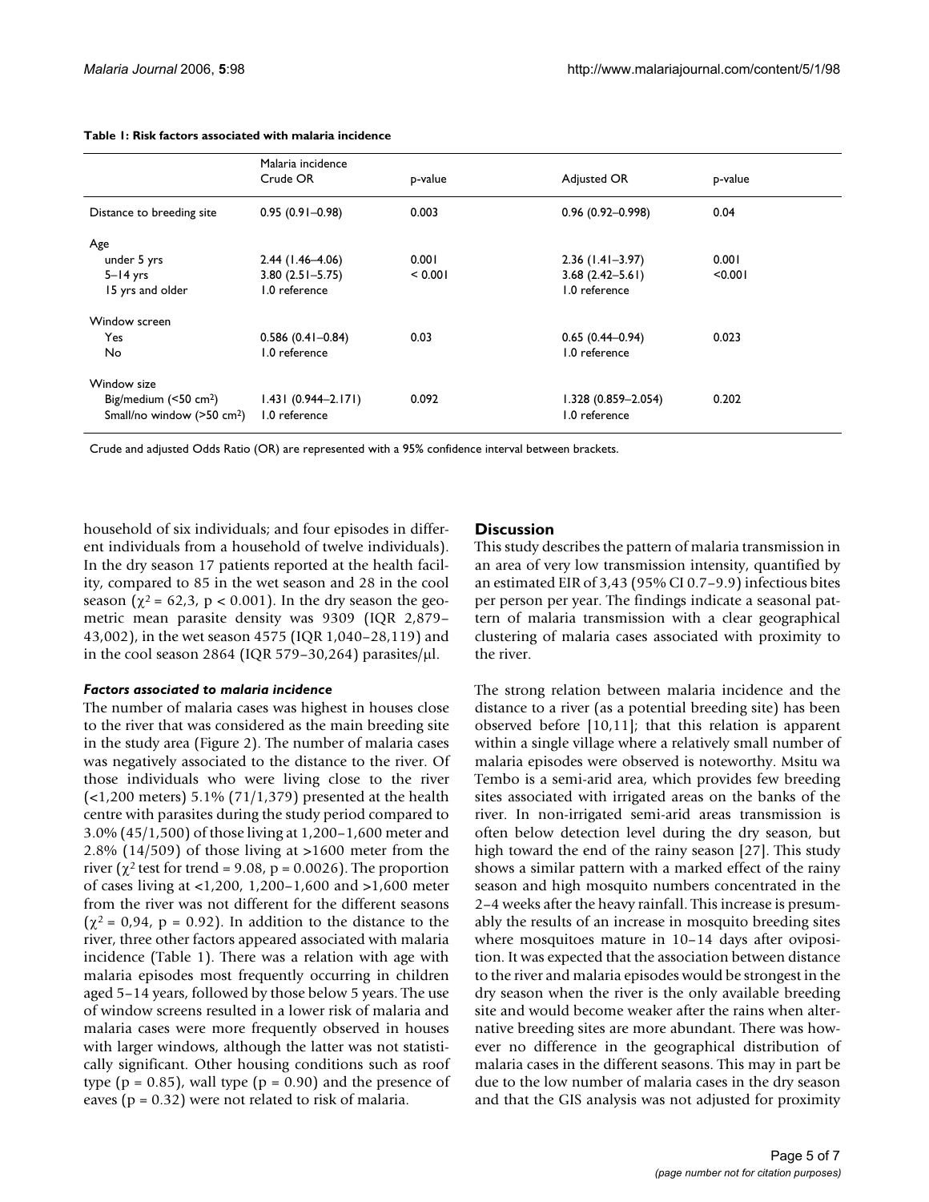**Table 1: Risk factors associated with malaria incidence**

| | Malaria incidence Crude OR | p-value | Adjusted OR | p-value |
|---|---|---|---|---|
| Distance to breeding site | 0.95 (0.91–0.98) | 0.003 | 0.96 (0.92–0.998) | 0.04 |
| Age | | | | |
| under 5 yrs | 2.44 (1.46–4.06) | 0.001 | 2.36 (1.41–3.97) | 0.001 |
| 5–14 yrs | 3.80 (2.51–5.75) | < 0.001 | 3.68 (2.42–5.61) | <0.001 |
| 15 yrs and older | 1.0 reference | | 1.0 reference | |
| Window screen | | | | |
| Yes | 0.586 (0.41–0.84) | 0.03 | 0.65 (0.44–0.94) | 0.023 |
| No | 1.0 reference | | 1.0 reference | |
| Window size | | | | |
| Big/medium (<50 cm$^2$) | 1.431 (0.944–2.171) | 0.092 | 1.328 (0.859–2.054) | 0.202 |
| Small/no window (>50 cm$^2$) | 1.0 reference | | 1.0 reference | |

Crude and adjusted Odds Ratio (OR) are represented with a 95% confidence interval between brackets.

household of six individuals; and four episodes in different individuals from a household of twelve individuals). In the dry season 17 patients reported at the health facility, compared to 85 in the wet season and 28 in the cool season ($\chi^2 = 62,3$, $p < 0.001$). In the dry season the geometric mean parasite density was 9309 (IQR 2,879–43,002), in the wet season 4575 (IQR 1,040–28,119) and in the cool season 2864 (IQR 579–30,264) parasites/μl.

### *Factors associated to malaria incidence*

The number of malaria cases was highest in houses close to the river that was considered as the main breeding site in the study area (Figure 2). The number of malaria cases was negatively associated to the distance to the river. Of those individuals who were living close to the river (<1,200 meters) 5.1% (71/1,379) presented at the health centre with parasites during the study period compared to 3.0% (45/1,500) of those living at 1,200–1,600 meter and 2.8% (14/509) of those living at >1600 meter from the river ($\chi^2$ test for trend = 9.08, $p = 0.0026$). The proportion of cases living at <1,200, 1,200–1,600 and >1,600 meter from the river was not different for the different seasons ($\chi^2 = 0,94$, $p = 0.92$). In addition to the distance to the river, three other factors appeared associated with malaria incidence (Table 1). There was a relation with age with malaria episodes most frequently occurring in children aged 5–14 years, followed by those below 5 years. The use of window screens resulted in a lower risk of malaria and malaria cases were more frequently observed in houses with larger windows, although the latter was not statistically significant. Other housing conditions such as roof type ($p = 0.85$), wall type ($p = 0.90$) and the presence of eaves ($p = 0.32$) were not related to risk of malaria.

## Discussion

This study describes the pattern of malaria transmission in an area of very low transmission intensity, quantified by an estimated EIR of 3,43 (95% CI 0.7–9.9) infectious bites per person per year. The findings indicate a seasonal pattern of malaria transmission with a clear geographical clustering of malaria cases associated with proximity to the river.

The strong relation between malaria incidence and the distance to a river (as a potential breeding site) has been observed before [10,11]; that this relation is apparent within a single village where a relatively small number of malaria episodes were observed is noteworthy. Msitu wa Tembo is a semi-arid area, which provides few breeding sites associated with irrigated areas on the banks of the river. In non-irrigated semi-arid areas transmission is often below detection level during the dry season, but high toward the end of the rainy season [27]. This study shows a similar pattern with a marked effect of the rainy season and high mosquito numbers concentrated in the 2–4 weeks after the heavy rainfall. This increase is presumably the results of an increase in mosquito breeding sites where mosquitoes mature in 10–14 days after oviposition. It was expected that the association between distance to the river and malaria episodes would be strongest in the dry season when the river is the only available breeding site and would become weaker after the rains when alternative breeding sites are more abundant. There was however no difference in the geographical distribution of malaria cases in the different seasons. This may in part be due to the low number of malaria cases in the dry season and that the GIS analysis was not adjusted for proximity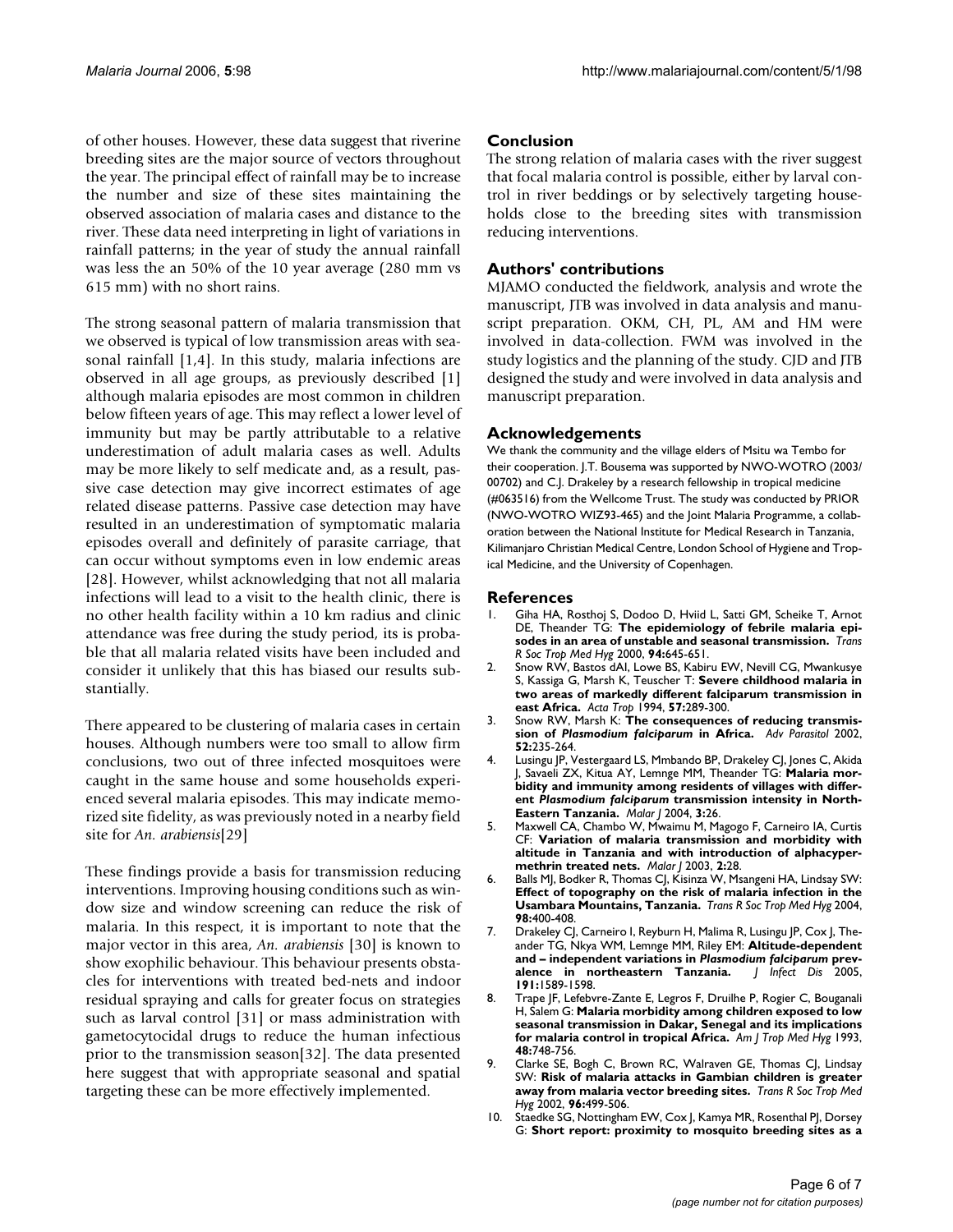of other houses. However, these data suggest that riverine breeding sites are the major source of vectors throughout the year. The principal effect of rainfall may be to increase the number and size of these sites maintaining the observed association of malaria cases and distance to the river. These data need interpreting in light of variations in rainfall patterns; in the year of study the annual rainfall was less the an 50% of the 10 year average (280 mm vs 615 mm) with no short rains.

The strong seasonal pattern of malaria transmission that we observed is typical of low transmission areas with seasonal rainfall [1,4]. In this study, malaria infections are observed in all age groups, as previously described [1] although malaria episodes are most common in children below fifteen years of age. This may reflect a lower level of immunity but may be partly attributable to a relative underestimation of adult malaria cases as well. Adults may be more likely to self medicate and, as a result, passive case detection may give incorrect estimates of age related disease patterns. Passive case detection may have resulted in an underestimation of symptomatic malaria episodes overall and definitely of parasite carriage, that can occur without symptoms even in low endemic areas [28]. However, whilst acknowledging that not all malaria infections will lead to a visit to the health clinic, there is no other health facility within a 10 km radius and clinic attendance was free during the study period, its is probable that all malaria related visits have been included and consider it unlikely that this has biased our results substantially.

There appeared to be clustering of malaria cases in certain houses. Although numbers were too small to allow firm conclusions, two out of three infected mosquitoes were caught in the same house and some households experienced several malaria episodes. This may indicate memorized site fidelity, as was previously noted in a nearby field site for *An. arabiensis*[29]

These findings provide a basis for transmission reducing interventions. Improving housing conditions such as window size and window screening can reduce the risk of malaria. In this respect, it is important to note that the major vector in this area, *An. arabiensis* [30] is known to show exophilic behaviour. This behaviour presents obstacles for interventions with treated bed-nets and indoor residual spraying and calls for greater focus on strategies such as larval control [31] or mass administration with gametocytocidal drugs to reduce the human infectious prior to the transmission season[32]. The data presented here suggest that with appropriate seasonal and spatial targeting these can be more effectively implemented.

## Conclusion

The strong relation of malaria cases with the river suggest that focal malaria control is possible, either by larval control in river beddings or by selectively targeting households close to the breeding sites with transmission reducing interventions.

## Authors' contributions

MJAMO conducted the fieldwork, analysis and wrote the manuscript, JTB was involved in data analysis and manuscript preparation. OKM, CH, PL, AM and HM were involved in data-collection. FWM was involved in the study logistics and the planning of the study. CJD and JTB designed the study and were involved in data analysis and manuscript preparation.

## Acknowledgements

We thank the community and the village elders of Msitu wa Tembo for their cooperation. J.T. Bousema was supported by NWO-WOTRO (2003/00702) and C.J. Drakeley by a research fellowship in tropical medicine (#063516) from the Wellcome Trust. The study was conducted by PRIOR (NWO-WOTRO WIZ93-465) and the Joint Malaria Programme, a collaboration between the National Institute for Medical Research in Tanzania, Kilimanjaro Christian Medical Centre, London School of Hygiene and Tropical Medicine, and the University of Copenhagen.

## References

1. Giha HA, Rosthoj S, Dodoo D, Hviid L, Satti GM, Scheike T, Arnot DE, Theander TG: **The epidemiology of febrile malaria episodes in an area of unstable and seasonal transmission.** *Trans R Soc Trop Med Hyg* 2000, **94:**645-651.
2. Snow RW, Bastos dAI, Lowe BS, Kabiru EW, Nevill CG, Mwankusye S, Kassiga G, Marsh K, Teuscher T: **Severe childhood malaria in two areas of markedly different falciparum transmission in east Africa.** *Acta Trop* 1994, **57:**289-300.
3. Snow RW, Marsh K: **The consequences of reducing transmission of *Plasmodium falciparum* in Africa.** *Adv Parasitol* 2002, **52:**235-264.
4. Lusingu JP, Vestergaard LS, Mmbando BP, Drakeley CJ, Jones C, Akida J, Savaeli ZX, Kitua AY, Lemnge MM, Theander TG: **Malaria morbidity and immunity among residents of villages with different *Plasmodium falciparum* transmission intensity in North-Eastern Tanzania.** *Malar J* 2004, **3:**26.
5. Maxwell CA, Chambo W, Mwaimu M, Magogo F, Carneiro IA, Curtis CF: **Variation of malaria transmission and morbidity with altitude in Tanzania and with introduction of alphacypermethrin treated nets.** *Malar J* 2003, **2:**28.
6. Balls MJ, Bodker R, Thomas CJ, Kisinza W, Msangeni HA, Lindsay SW: **Effect of topography on the risk of malaria infection in the Usambara Mountains, Tanzania.** *Trans R Soc Trop Med Hyg* 2004, **98:**400-408.
7. Drakeley CJ, Carneiro I, Reyburn H, Malima R, Lusingu JP, Cox J, Theander TG, Nkya WM, Lemnge MM, Riley EM: **Altitude-dependent and – independent variations in *Plasmodium falciparum* prevalence in northeastern Tanzania.** *J Infect Dis* 2005, **191:**1589-1598.
8. Trape JF, Lefebvre-Zante E, Legros F, Druilhe P, Rogier C, Bouganali H, Salem G: **Malaria morbidity among children exposed to low seasonal transmission in Dakar, Senegal and its implications for malaria control in tropical Africa.** *Am J Trop Med Hyg* 1993, **48:**748-756.
9. Clarke SE, Bogh C, Brown RC, Walraven GE, Thomas CJ, Lindsay SW: **Risk of malaria attacks in Gambian children is greater away from malaria vector breeding sites.** *Trans R Soc Trop Med Hyg* 2002, **96:**499-506.
10. Staedke SG, Nottingham EW, Cox J, Kamya MR, Rosenthal PJ, Dorsey G: **Short report: proximity to mosquito breeding sites as a**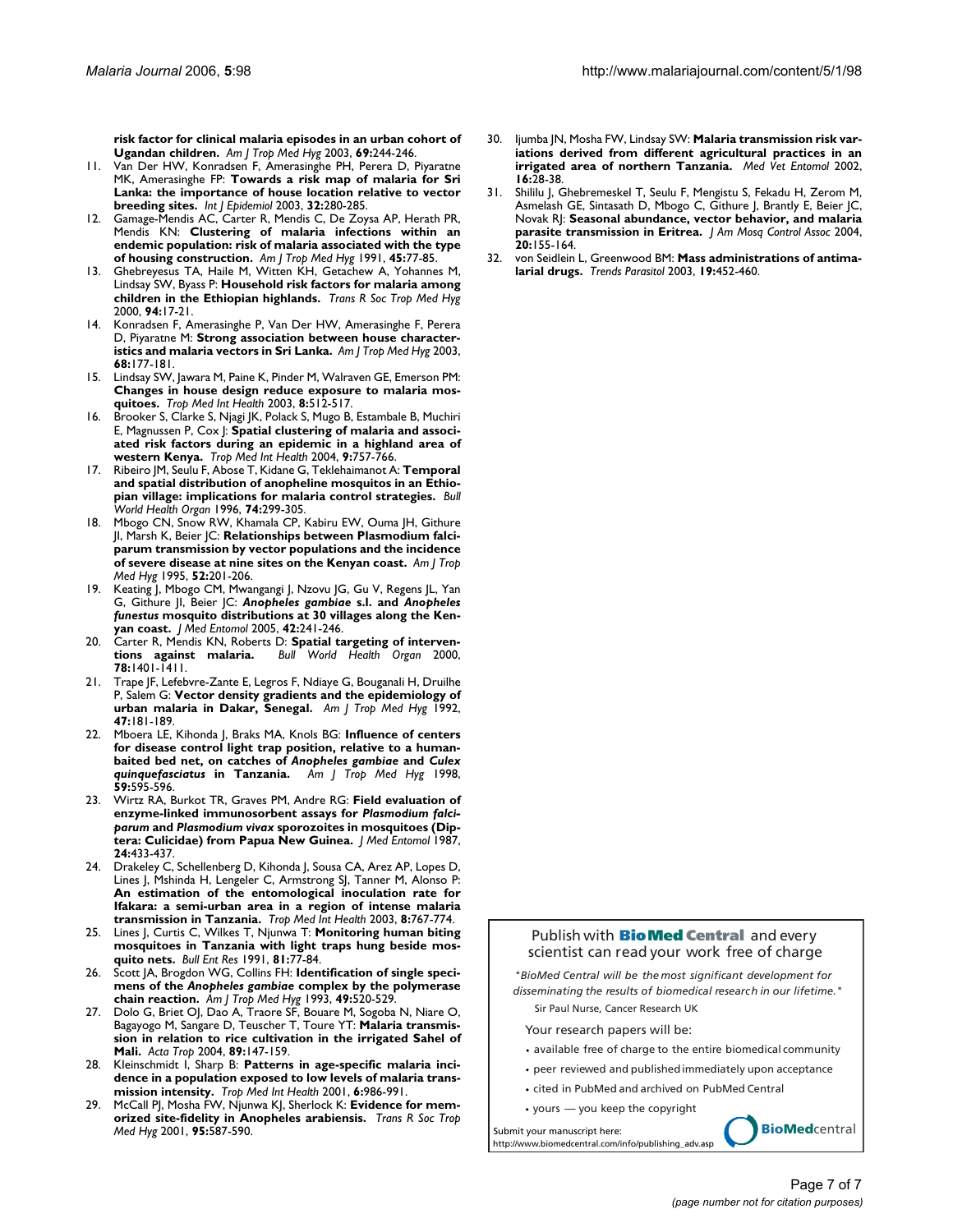risk factor for clinical malaria episodes in an urban cohort of Ugandan children. *Am J Trop Med Hyg* 2003, **69**:244-246.

11. Van Der HW, Konradsen F, Amerasinghe PH, Perera D, Piyaratne MK, Amerasinghe FP: **Towards a risk map of malaria for Sri Lanka: the importance of house location relative to vector breeding sites.** *Int J Epidemiol* 2003, **32**:280-285.
12. Gamage-Mendis AC, Carter R, Mendis C, De Zoysa AP, Herath PR, Mendis KN: **Clustering of malaria infections within an endemic population: risk of malaria associated with the type of housing construction.** *Am J Trop Med Hyg* 1991, **45**:77-85.
13. Ghebreyesus TA, Haile M, Witten KH, Getachew A, Yohannes M, Lindsay SW, Byass P: **Household risk factors for malaria among children in the Ethiopian highlands.** *Trans R Soc Trop Med Hyg* 2000, **94**:17-21.
14. Konradsen F, Amerasinghe P, Van Der HW, Amerasinghe F, Perera D, Piyaratne M: **Strong association between house characteristics and malaria vectors in Sri Lanka.** *Am J Trop Med Hyg* 2003, **68**:177-181.
15. Lindsay SW, Jawara M, Paine K, Pinder M, Walraven GE, Emerson PM: **Changes in house design reduce exposure to malaria mosquitoes.** *Trop Med Int Health* 2003, **8**:512-517.
16. Brooker S, Clarke S, Njagi JK, Polack S, Mugo B, Estambale B, Muchiri E, Magnussen P, Cox J: **Spatial clustering of malaria and associated risk factors during an epidemic in a highland area of western Kenya.** *Trop Med Int Health* 2004, **9**:757-766.
17. Ribeiro JM, Seulu F, Abose T, Kidane G, Teklehaimanot A: **Temporal and spatial distribution of anopheline mosquitos in an Ethiopian village: implications for malaria control strategies.** *Bull World Health Organ* 1996, **74**:299-305.
18. Mbogo CN, Snow RW, Khamala CP, Kabiru EW, Ouma JH, Githure JI, Marsh K, Beier JC: **Relationships between Plasmodium falciparum transmission by vector populations and the incidence of severe disease at nine sites on the Kenyan coast.** *Am J Trop Med Hyg* 1995, **52**:201-206.
19. Keating J, Mbogo CM, Mwangangi J, Nzovu JG, Gu V, Regens JL, Yan G, Githure JI, Beier JC: ***Anopheles gambiae*** **s.l. and** ***Anopheles funestus*** **mosquito distributions at 30 villages along the Kenyan coast.** *J Med Entomol* 2005, **42**:241-246.
20. Carter R, Mendis KN, Roberts D: **Spatial targeting of interventions against malaria.** *Bull World Health Organ* 2000, **78**:1401-1411.
21. Trape JF, Lefebvre-Zante E, Legros F, Ndiaye G, Bouganali H, Druilhe P, Salem G: **Vector density gradients and the epidemiology of urban malaria in Dakar, Senegal.** *Am J Trop Med Hyg* 1992, **47**:181-189.
22. Mboera LE, Kihonda J, Braks MA, Knols BG: **Influence of centers for disease control light trap position, relative to a human-baited bed net, on catches of** ***Anopheles gambiae*** **and** ***Culex quinquefasciatus*** **in Tanzania.** *Am J Trop Med Hyg* 1998, **59**:595-596.
23. Wirtz RA, Burkot TR, Graves PM, Andre RG: **Field evaluation of enzyme-linked immunosorbent assays for** ***Plasmodium falciparum*** **and** ***Plasmodium vivax*** **sporozoites in mosquitoes (Diptera: Culicidae) from Papua New Guinea.** *J Med Entomol* 1987, **24**:433-437.
24. Drakeley C, Schellenberg D, Kihonda J, Sousa CA, Arez AP, Lopes D, Lines J, Mshinda H, Lengeler C, Armstrong SJ, Tanner M, Alonso P: **An estimation of the entomological inoculation rate for Ifakara: a semi-urban area in a region of intense malaria transmission in Tanzania.** *Trop Med Int Health* 2003, **8**:767-774.
25. Lines J, Curtis C, Wilkes T, Njunwa T: **Monitoring human biting mosquitoes in Tanzania with light traps hung beside mosquito nets.** *Bull Ent Res* 1991, **81**:77-84.
26. Scott JA, Brogdon WG, Collins FH: **Identification of single specimens of the** ***Anopheles gambiae*** **complex by the polymerase chain reaction.** *Am J Trop Med Hyg* 1993, **49**:520-529.
27. Dolo G, Briet OJ, Dao A, Traore SF, Bouare M, Sogoba N, Niare O, Bagayogo M, Sangare D, Teuscher T, Toure YT: **Malaria transmission in relation to rice cultivation in the irrigated Sahel of Mali.** *Acta Trop* 2004, **89**:147-159.
28. Kleinschmidt I, Sharp B: **Patterns in age-specific malaria incidence in a population exposed to low levels of malaria transmission intensity.** *Trop Med Int Health* 2001, **6**:986-991.
29. McCall PJ, Mosha FW, Njunwa KJ, Sherlock K: **Evidence for memorized site-fidelity in Anopheles arabiensis.** *Trans R Soc Trop Med Hyg* 2001, **95**:587-590.
30. Ijumba JN, Mosha FW, Lindsay SW: **Malaria transmission risk variations derived from different agricultural practices in an irrigated area of northern Tanzania.** *Med Vet Entomol* 2002, **16**:28-38.
31. Shililu J, Ghebremeskel T, Seulu F, Mengistu S, Fekadu H, Zerom M, Asmelash GE, Sintasath D, Mbogo C, Githure J, Brantly E, Beier JC, Novak RJ: **Seasonal abundance, vector behavior, and malaria parasite transmission in Eritrea.** *J Am Mosq Control Assoc* 2004, **20**:155-164.
32. von Seidlein L, Greenwood BM: **Mass administrations of antimalarial drugs.** *Trends Parasitol* 2003, **19**:452-460.

Publish with **BioMed Central** and every scientist can read your work free of charge

*"BioMed Central will be the most significant development for disseminating the results of biomedical research in our lifetime."*
Sir Paul Nurse, Cancer Research UK

Your research papers will be:

- available free of charge to the entire biomedical community
- peer reviewed and published immediately upon acceptance
- cited in PubMed and archived on PubMed Central
- yours — you keep the copyright

Submit your manuscript here:
http://www.biomedcentral.com/info/publishing_adv.asp

BioMedcentral